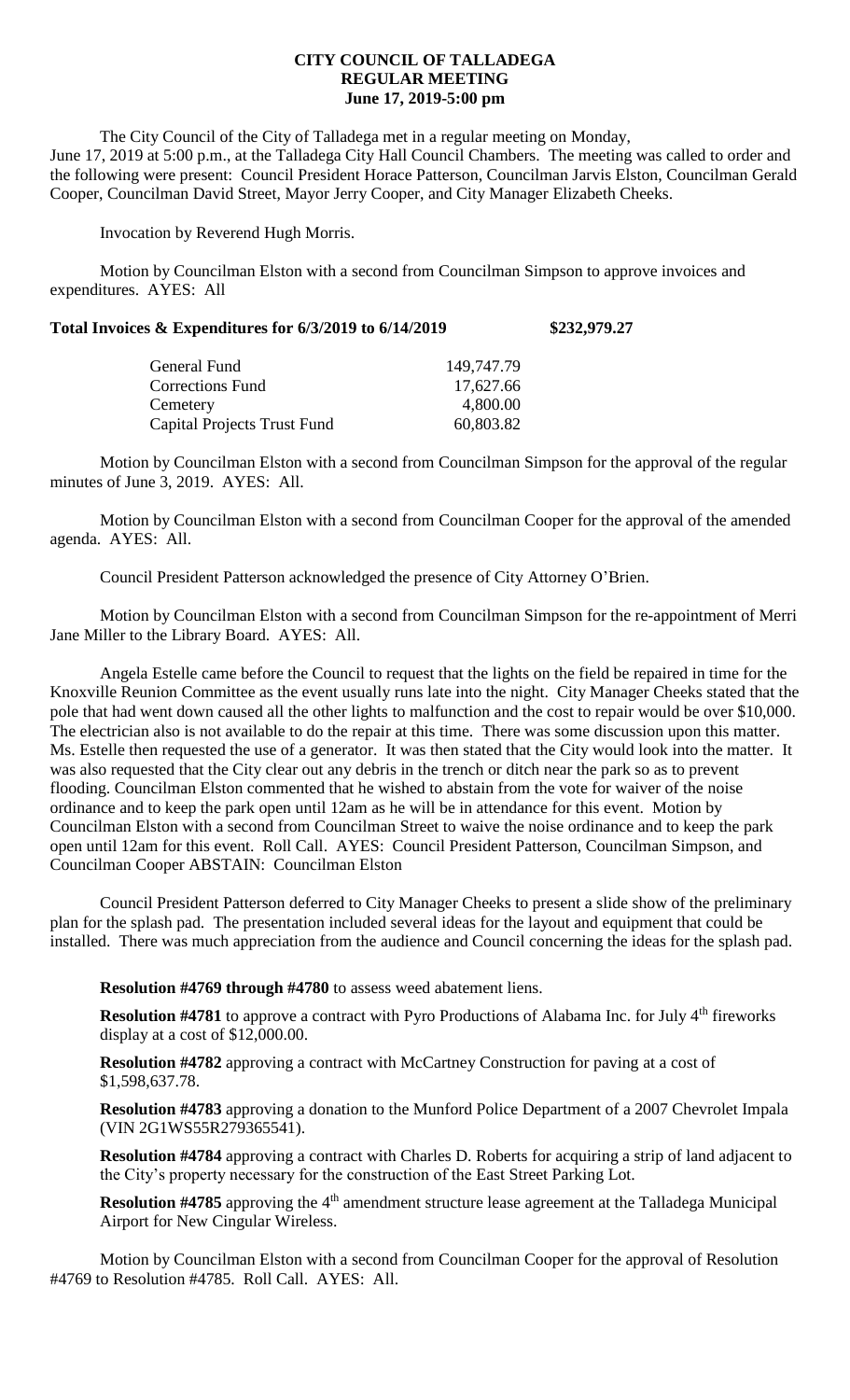**CITY COUNCIL OF TALLADEGA**
**REGULAR MEETING**
**June 17, 2019-5:00 pm**

The City Council of the City of Talladega met in a regular meeting on Monday, June 17, 2019 at 5:00 p.m., at the Talladega City Hall Council Chambers. The meeting was called to order and the following were present: Council President Horace Patterson, Councilman Jarvis Elston, Councilman Gerald Cooper, Councilman David Street, Mayor Jerry Cooper, and City Manager Elizabeth Cheeks.

Invocation by Reverend Hugh Morris.

Motion by Councilman Elston with a second from Councilman Simpson to approve invoices and expenditures. AYES: All

**Total Invoices & Expenditures for 6/3/2019 to 6/14/2019 $232,979.27**

| | |
|---|---|
| General Fund | 149,747.79 |
| Corrections Fund | 17,627.66 |
| Cemetery | 4,800.00 |
| Capital Projects Trust Fund | 60,803.82 |

Motion by Councilman Elston with a second from Councilman Simpson for the approval of the regular minutes of June 3, 2019. AYES: All.

Motion by Councilman Elston with a second from Councilman Cooper for the approval of the amended agenda. AYES: All.

Council President Patterson acknowledged the presence of City Attorney O'Brien.

Motion by Councilman Elston with a second from Councilman Simpson for the re-appointment of Merri Jane Miller to the Library Board. AYES: All.

Angela Estelle came before the Council to request that the lights on the field be repaired in time for the Knoxville Reunion Committee as the event usually runs late into the night. City Manager Cheeks stated that the pole that had went down caused all the other lights to malfunction and the cost to repair would be over $10,000. The electrician also is not available to do the repair at this time. There was some discussion upon this matter. Ms. Estelle then requested the use of a generator. It was then stated that the City would look into the matter. It was also requested that the City clear out any debris in the trench or ditch near the park so as to prevent flooding. Councilman Elston commented that he wished to abstain from the vote for waiver of the noise ordinance and to keep the park open until 12am as he will be in attendance for this event. Motion by Councilman Elston with a second from Councilman Street to waive the noise ordinance and to keep the park open until 12am for this event. Roll Call. AYES: Council President Patterson, Councilman Simpson, and Councilman Cooper ABSTAIN: Councilman Elston

Council President Patterson deferred to City Manager Cheeks to present a slide show of the preliminary plan for the splash pad. The presentation included several ideas for the layout and equipment that could be installed. There was much appreciation from the audience and Council concerning the ideas for the splash pad.

**Resolution #4769 through #4780** to assess weed abatement liens.

**Resolution #4781** to approve a contract with Pyro Productions of Alabama Inc. for July 4th fireworks display at a cost of $12,000.00.

**Resolution #4782** approving a contract with McCartney Construction for paving at a cost of $1,598,637.78.

**Resolution #4783** approving a donation to the Munford Police Department of a 2007 Chevrolet Impala (VIN 2G1WS55R279365541).

**Resolution #4784** approving a contract with Charles D. Roberts for acquiring a strip of land adjacent to the City's property necessary for the construction of the East Street Parking Lot.

**Resolution #4785** approving the 4th amendment structure lease agreement at the Talladega Municipal Airport for New Cingular Wireless.

Motion by Councilman Elston with a second from Councilman Cooper for the approval of Resolution #4769 to Resolution #4785. Roll Call. AYES: All.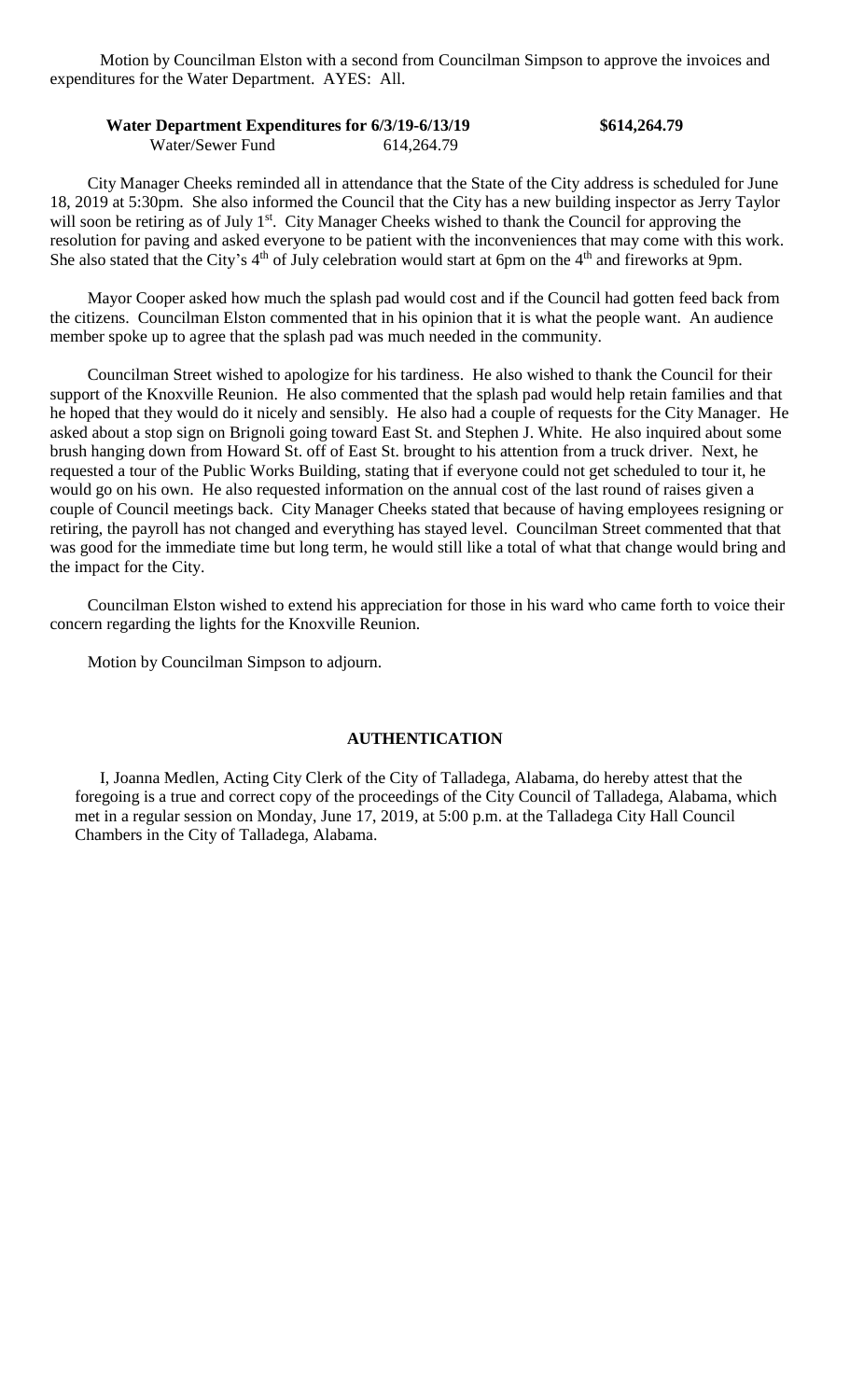Motion by Councilman Elston with a second from Councilman Simpson to approve the invoices and expenditures for the Water Department. AYES: All.

| | | |
|---|---|---|
| **Water Department Expenditures for 6/3/19-6/13/19** | | **\$614,264.79** |
| Water/Sewer Fund | 614,264.79 | |

City Manager Cheeks reminded all in attendance that the State of the City address is scheduled for June 18, 2019 at 5:30pm. She also informed the Council that the City has a new building inspector as Jerry Taylor will soon be retiring as of July 1st. City Manager Cheeks wished to thank the Council for approving the resolution for paving and asked everyone to be patient with the inconveniences that may come with this work. She also stated that the City's 4th of July celebration would start at 6pm on the 4th and fireworks at 9pm.

Mayor Cooper asked how much the splash pad would cost and if the Council had gotten feed back from the citizens. Councilman Elston commented that in his opinion that it is what the people want. An audience member spoke up to agree that the splash pad was much needed in the community.

Councilman Street wished to apologize for his tardiness. He also wished to thank the Council for their support of the Knoxville Reunion. He also commented that the splash pad would help retain families and that he hoped that they would do it nicely and sensibly. He also had a couple of requests for the City Manager. He asked about a stop sign on Brignoli going toward East St. and Stephen J. White. He also inquired about some brush hanging down from Howard St. off of East St. brought to his attention from a truck driver. Next, he requested a tour of the Public Works Building, stating that if everyone could not get scheduled to tour it, he would go on his own. He also requested information on the annual cost of the last round of raises given a couple of Council meetings back. City Manager Cheeks stated that because of having employees resigning or retiring, the payroll has not changed and everything has stayed level. Councilman Street commented that that was good for the immediate time but long term, he would still like a total of what that change would bring and the impact for the City.

Councilman Elston wished to extend his appreciation for those in his ward who came forth to voice their concern regarding the lights for the Knoxville Reunion.

Motion by Councilman Simpson to adjourn.

## AUTHENTICATION

I, Joanna Medlen, Acting City Clerk of the City of Talladega, Alabama, do hereby attest that the foregoing is a true and correct copy of the proceedings of the City Council of Talladega, Alabama, which met in a regular session on Monday, June 17, 2019, at 5:00 p.m. at the Talladega City Hall Council Chambers in the City of Talladega, Alabama.